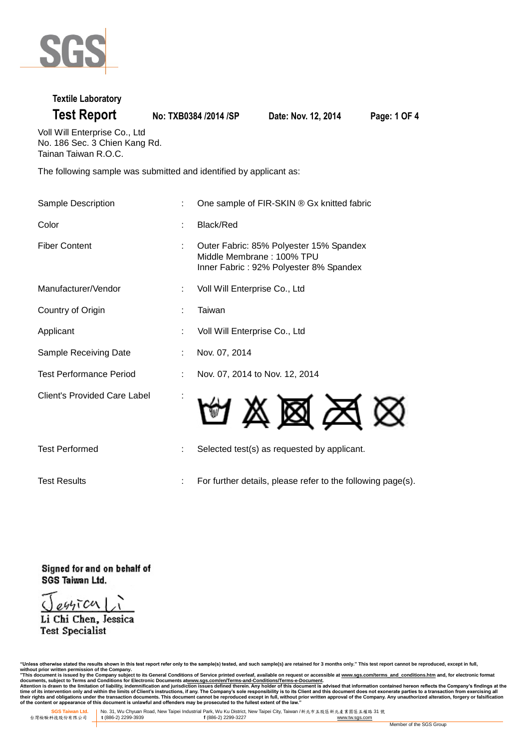SGS

Textile Laboratory

# Test Report

No: TXB0384 /2014 /SP   Date: Nov. 12, 2014

Voll Will Enterprise Co., Ltd
No. 186 Sec. 3 Chien Kang Rd.
Tainan Taiwan R.O.C.

The following sample was submitted and identified by applicant as:

| | | |
|---|---|---|
| Sample Description | : | One sample of FIR-SKIN ® Gx knitted fabric |
| Color | : | Black/Red |
| Fiber Content | : | Outer Fabric: 85% Polyester 15% Spandex<br>Middle Membrane : 100% TPU<br>Inner Fabric : 92% Polyester 8% Spandex |
| Manufacturer/Vendor | : | Voll Will Enterprise Co., Ltd |
| Country of Origin | : | Taiwan |
| Applicant | : | Voll Will Enterprise Co., Ltd |
| Sample Receiving Date | : | Nov. 07, 2014 |
| Test Performance Period | : | Nov. 07, 2014 to Nov. 12, 2014 |
| Client's Provided Care Label | : | |
| Test Performed | : | Selected test(s) as requested by applicant. |
| Test Results | : | For further details, please refer to the following page(s). |

Signed for and on behalf of
SGS Taiwan Ltd.

Jessica Li

Li Chi Chen, Jessica
Test Specialist

"Unless otherwise stated the results shown in this test report refer only to the sample(s) tested, and such sample(s) are retained for 3 months only." This test report cannot be reproduced, except in full, without prior written permission of the Company.
"This document is issued by the Company subject to its General Conditions of Service printed overleaf, available on request or accessible at www.sgs.com/terms_and_conditions.htm and, for electronic format documents, subject to Terms and Conditions for Electronic Documents atwww.sgs.com/en/Terms-and-Conditions/Terms-e-Document.
Attention is drawn to the limitation of liability, indemnification and jurisdiction issues defined therein. Any holder of this document is advised that information contained hereon reflects the Company's findings at the time of its intervention only and within the limits of Client's instructions, if any. The Company's sole responsibility is to its Client and this document does not exonerate parties to a transaction from exercising all their rights and obligations under the transaction documents. This document cannot be reproduced except in full, without prior written approval of the Company. Any unauthorized alteration, forgery or falsification of the content or appearance of this document is unlawful and offenders may be prosecuted to the fullest extent of the law."

SGS Taiwan Ltd. 台灣檢驗科技股份有限公司 | No. 31, Wu Chyuan Road, New Taipei Industrial Park, Wu Ku District, New Taipei City, Taiwan /新北市五股區新北產業園區五權路 31 號
t (886-2) 2299-3939 f (886-2) 2299-3227 www.tw.sgs.com

Member of the SGS Group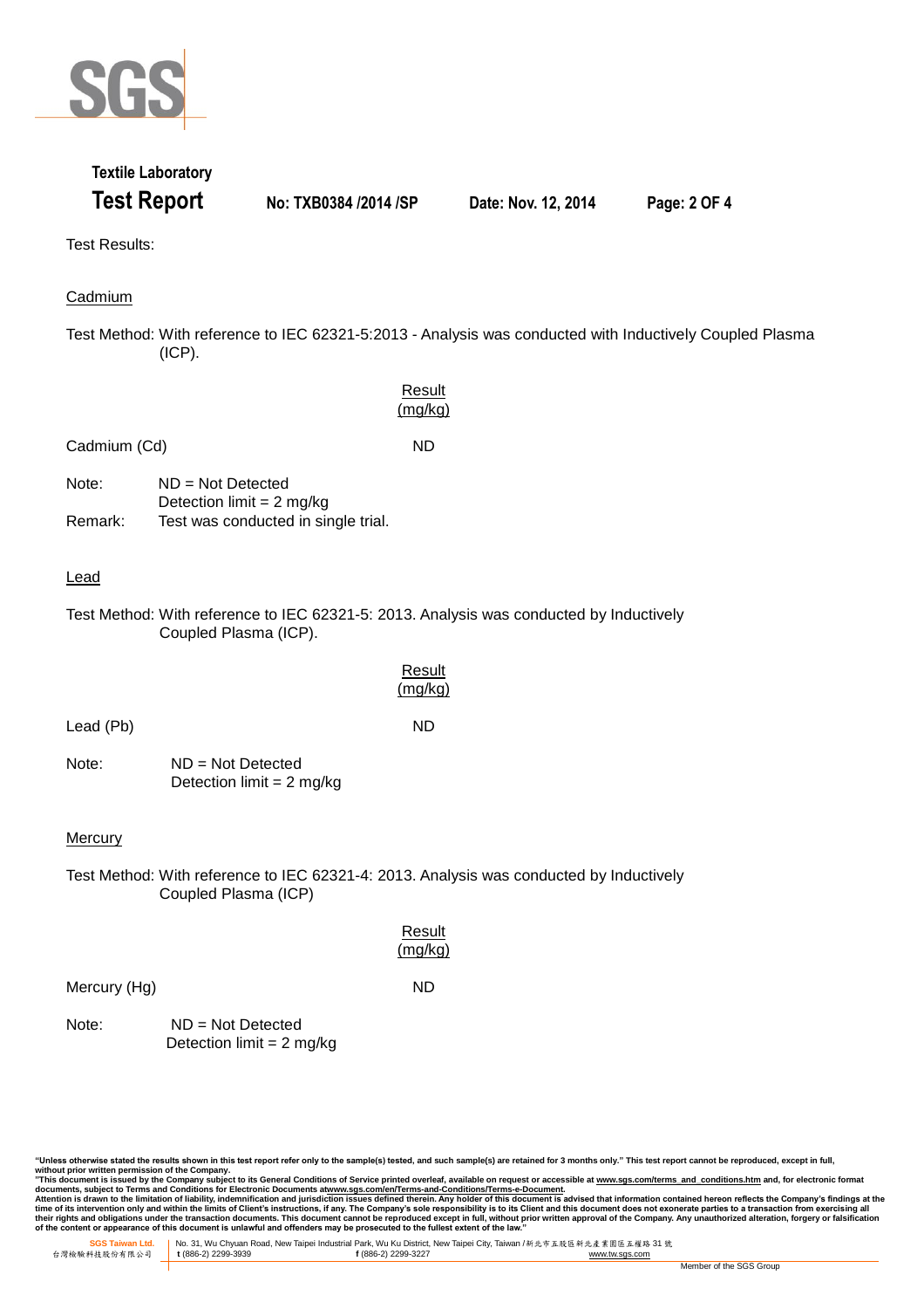Textile Laboratory

**Test Report** **No: TXB0384 /2014 /SP** **Date: Nov. 12, 2014**

Test Results:

## Cadmium

Test Method: With reference to IEC 62321-5:2013 - Analysis was conducted with Inductively Coupled Plasma (ICP).

| | Result (mg/kg) |
|---|---|
| Cadmium (Cd) | ND |

Note: ND = Not Detected
Detection limit = 2 mg/kg

Remark: Test was conducted in single trial.

## Lead

Test Method: With reference to IEC 62321-5: 2013. Analysis was conducted by Inductively Coupled Plasma (ICP).

| | Result (mg/kg) |
|---|---|
| Lead (Pb) | ND |

Note: ND = Not Detected
Detection limit = 2 mg/kg

## Mercury

Test Method: With reference to IEC 62321-4: 2013. Analysis was conducted by Inductively Coupled Plasma (ICP)

| | Result (mg/kg) |
|---|---|
| Mercury (Hg) | ND |

Note: ND = Not Detected
Detection limit = 2 mg/kg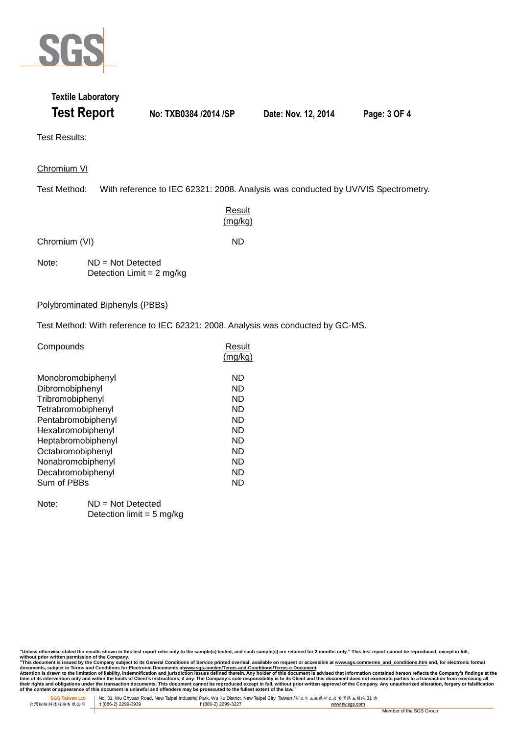Textile Laboratory

**Test Report** **No: TXB0384 /2014 /SP** **Date: Nov. 12, 2014**

Test Results:

## Chromium VI

Test Method: With reference to IEC 62321: 2008. Analysis was conducted by UV/VIS Spectrometry.

| | Result (mg/kg) |
|---|---|
| Chromium (VI) | ND |

Note: ND = Not Detected
Detection Limit = 2 mg/kg

## Polybrominated Biphenyls (PBBs)

Test Method: With reference to IEC 62321: 2008. Analysis was conducted by GC-MS.

| Compounds | Result (mg/kg) |
|---|---|
| Monobromobiphenyl | ND |
| Dibromobiphenyl | ND |
| Tribromobiphenyl | ND |
| Tetrabromobiphenyl | ND |
| Pentabromobiphenyl | ND |
| Hexabromobiphenyl | ND |
| Heptabromobiphenyl | ND |
| Octabromobiphenyl | ND |
| Nonabromobiphenyl | ND |
| Decabromobiphenyl | ND |
| Sum of PBBs | ND |

Note: ND = Not Detected
Detection limit = 5 mg/kg

"Unless otherwise stated the results shown in this test report refer only to the sample(s) tested, and such sample(s) are retained for 3 months only." This test report cannot be reproduced, except in full, without prior written permission of the Company.
"This document is issued by the Company subject to its General Conditions of Service printed overleaf, available on request or accessible at www.sgs.com/terms_and_conditions.htm and, for electronic format documents, subject to Terms and Conditions for Electronic Documents at www.sgs.com/en/Terms-and-Conditions/Terms-e-Document.
Attention is drawn to the limitation of liability, indemnification and jurisdiction issues defined therein. Any holder of this document is advised that information contained hereon reflects the Company's findings at the time of its intervention only and within the limits of Client's instructions, if any. The Company's sole responsibility is to its Client and this document does not exonerate parties to a transaction from exercising all their rights and obligations under the transaction documents. This document cannot be reproduced except in full, without prior written approval of the Company. Any unauthorized alteration, forgery or falsification of the content or appearance of this document is unlawful and offenders may be prosecuted to the fullest extent of the law."

SGS Taiwan Ltd. 台灣檢驗科技股份有限公司 | No. 31, Wu Chyuan Road, New Taipei Industrial Park, Wu Ku District, New Taipei City, Taiwan /新北市五股區新北產業園區五權路 31 號
t (886-2) 2299-3939 f (886-2) 2299-3227 www.tw.sgs.com

Member of the SGS Group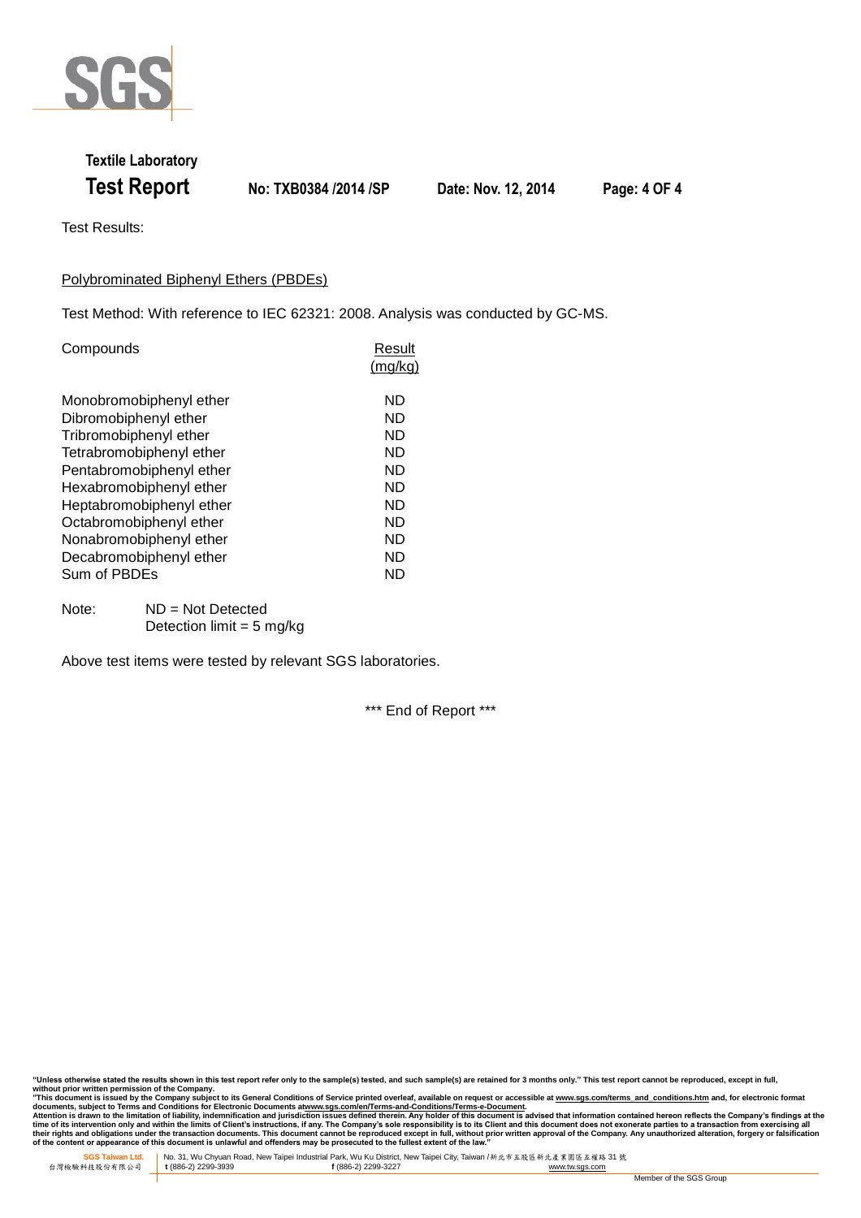Textile Laboratory

# Test Report

No: TXB0384 /2014 /SP     Date: Nov. 12, 2014

Test Results:

## Polybrominated Biphenyl Ethers (PBDEs)

Test Method: With reference to IEC 62321: 2008. Analysis was conducted by GC-MS.

| Compounds | Result (mg/kg) |
|---|---|
| Monobromobiphenyl ether | ND |
| Dibromobiphenyl ether | ND |
| Tribromobiphenyl ether | ND |
| Tetrabromobiphenyl ether | ND |
| Pentabromobiphenyl ether | ND |
| Hexabromobiphenyl ether | ND |
| Heptabromobiphenyl ether | ND |
| Octabromobiphenyl ether | ND |
| Nonabromobiphenyl ether | ND |
| Decabromobiphenyl ether | ND |
| Sum of PBDEs | ND |

Note: ND = Not Detected
Detection limit = 5 mg/kg

Above test items were tested by relevant SGS laboratories.

\*\*\* End of Report \*\*\*

"Unless otherwise stated the results shown in this test report refer only to the sample(s) tested, and such sample(s) are retained for 3 months only." This test report cannot be reproduced, except in full, without prior written permission of the Company.
"This document is issued by the Company subject to its General Conditions of Service printed overleaf, available on request or accessible at www.sgs.com/terms_and_conditions.htm and, for electronic format documents, subject to Terms and Conditions for Electronic Documents at www.sgs.com/en/Terms-and-Conditions/Terms-e-Document.
Attention is drawn to the limitation of liability, indemnification and jurisdiction issues defined therein. Any holder of this document is advised that information contained hereon reflects the Company's findings at the time of its intervention only and within the limits of Client's instructions, if any. The Company's sole responsibility is to its Client and this document does not exonerate parties to a transaction from exercising all their rights and obligations under the transaction documents. This document cannot be reproduced except in full, without prior written approval of the Company. Any unauthorized alteration, forgery or falsification of the content or appearance of this document is unlawful and offenders may be prosecuted to the fullest extent of the law."

SGS Taiwan Ltd. 台灣檢驗科技股份有限公司 | No. 31, Wu Chyuan Road, New Taipei Industrial Park, Wu Ku District, New Taipei City, Taiwan /新北市五股區新北產業園區五權路31號 t (886-2) 2299-3939 f (886-2) 2299-3227 www.tw.sgs.com

Member of the SGS Group